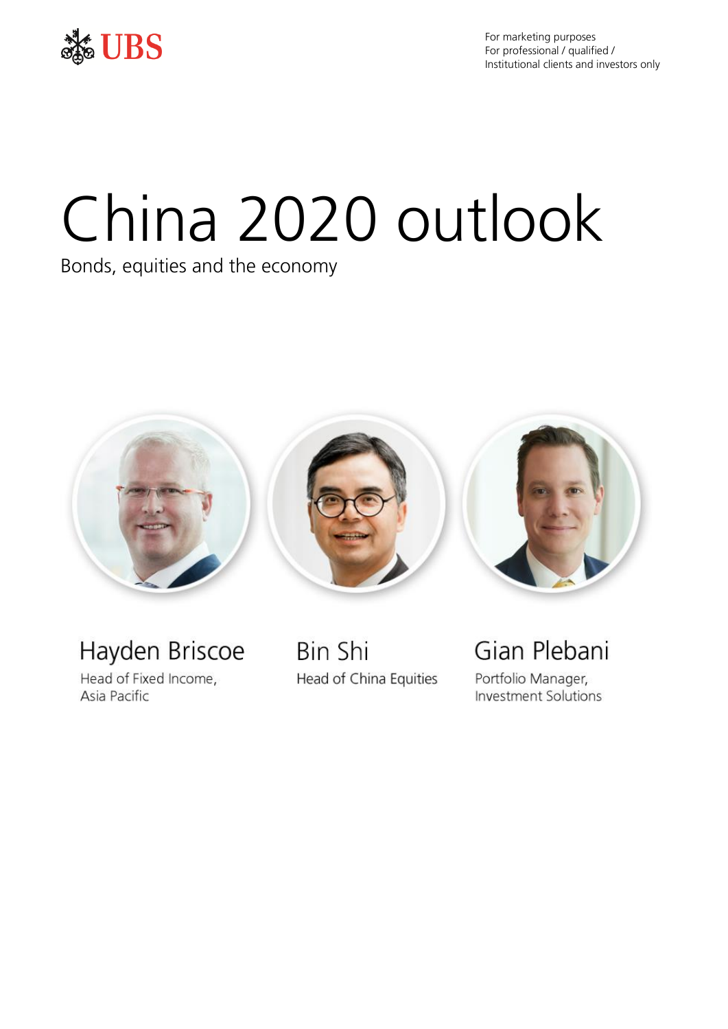UBS

For marketing purposes
For professional / qualified / Institutional clients and investors only

# China 2020 outlook

Bonds, equities and the economy

**Hayden Briscoe**
Head of Fixed Income, Asia Pacific

**Bin Shi**
Head of China Equities

**Gian Plebani**
Portfolio Manager, Investment Solutions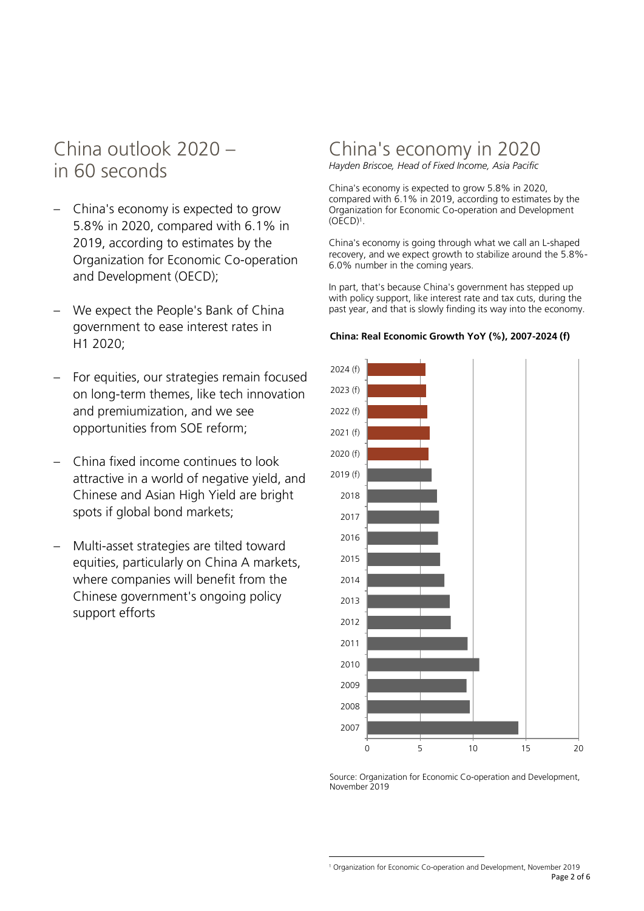# China outlook 2020 – in 60 seconds

- China's economy is expected to grow 5.8% in 2020, compared with 6.1% in 2019, according to estimates by the Organization for Economic Co-operation and Development (OECD);
- We expect the People's Bank of China government to ease interest rates in H1 2020;
- For equities, our strategies remain focused on long-term themes, like tech innovation and premiumization, and we see opportunities from SOE reform;
- China fixed income continues to look attractive in a world of negative yield, and Chinese and Asian High Yield are bright spots if global bond markets;
- Multi-asset strategies are tilted toward equities, particularly on China A markets, where companies will benefit from the Chinese government's ongoing policy support efforts

# China's economy in 2020

*Hayden Briscoe, Head of Fixed Income, Asia Pacific*

China's economy is expected to grow 5.8% in 2020, compared with 6.1% in 2019, according to estimates by the Organization for Economic Co-operation and Development (OECD)[1].

China's economy is going through what we call an L-shaped recovery, and we expect growth to stabilize around the 5.8%-6.0% number in the coming years.

In part, that's because China's government has stepped up with policy support, like interest rate and tax cuts, during the past year, and that is slowly finding its way into the economy.

**China: Real Economic Growth YoY (%), 2007-2024 (f)**

Source: Organization for Economic Co-operation and Development, November 2019

[1] Organization for Economic Co-operation and Development, November 2019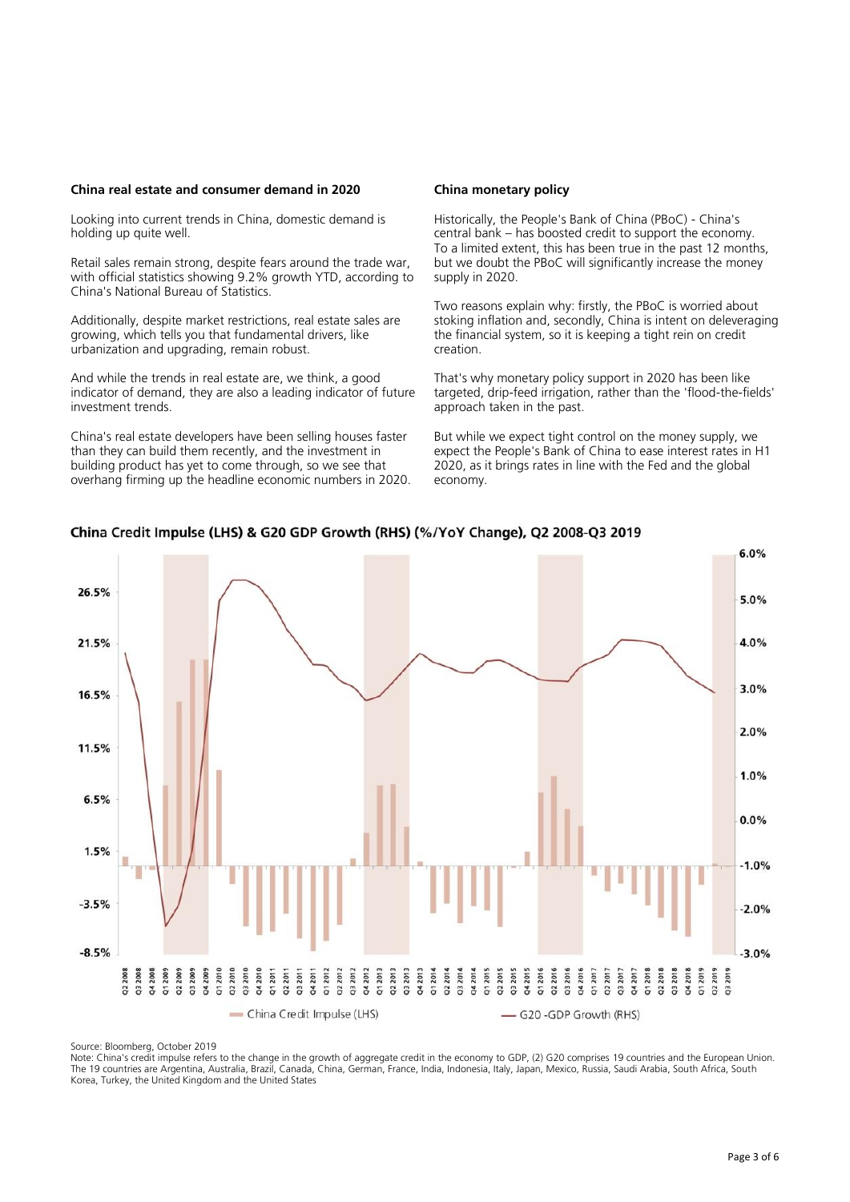### China real estate and consumer demand in 2020

Looking into current trends in China, domestic demand is holding up quite well.

Retail sales remain strong, despite fears around the trade war, with official statistics showing 9.2% growth YTD, according to China's National Bureau of Statistics.

Additionally, despite market restrictions, real estate sales are growing, which tells you that fundamental drivers, like urbanization and upgrading, remain robust.

And while the trends in real estate are, we think, a good indicator of demand, they are also a leading indicator of future investment trends.

China's real estate developers have been selling houses faster than they can build them recently, and the investment in building product has yet to come through, so we see that overhang firming up the headline economic numbers in 2020.

### China monetary policy

Historically, the People's Bank of China (PBoC) - China's central bank – has boosted credit to support the economy. To a limited extent, this has been true in the past 12 months, but we doubt the PBoC will significantly increase the money supply in 2020.

Two reasons explain why: firstly, the PBoC is worried about stoking inflation and, secondly, China is intent on deleveraging the financial system, so it is keeping a tight rein on credit creation.

That's why monetary policy support in 2020 has been like targeted, drip-feed irrigation, rather than the 'flood-the-fields' approach taken in the past.

But while we expect tight control on the money supply, we expect the People's Bank of China to ease interest rates in H1 2020, as it brings rates in line with the Fed and the global economy.

**China Credit Impulse (LHS) & G20 GDP Growth (RHS) (%/YoY Change), Q2 2008-Q3 2019**

Source: Bloomberg, October 2019

Note: China's credit impulse refers to the change in the growth of aggregate credit in the economy to GDP, (2) G20 comprises 19 countries and the European Union. The 19 countries are Argentina, Australia, Brazil, Canada, China, German, France, India, Indonesia, Italy, Japan, Mexico, Russia, Saudi Arabia, South Africa, South Korea, Turkey, the United Kingdom and the United States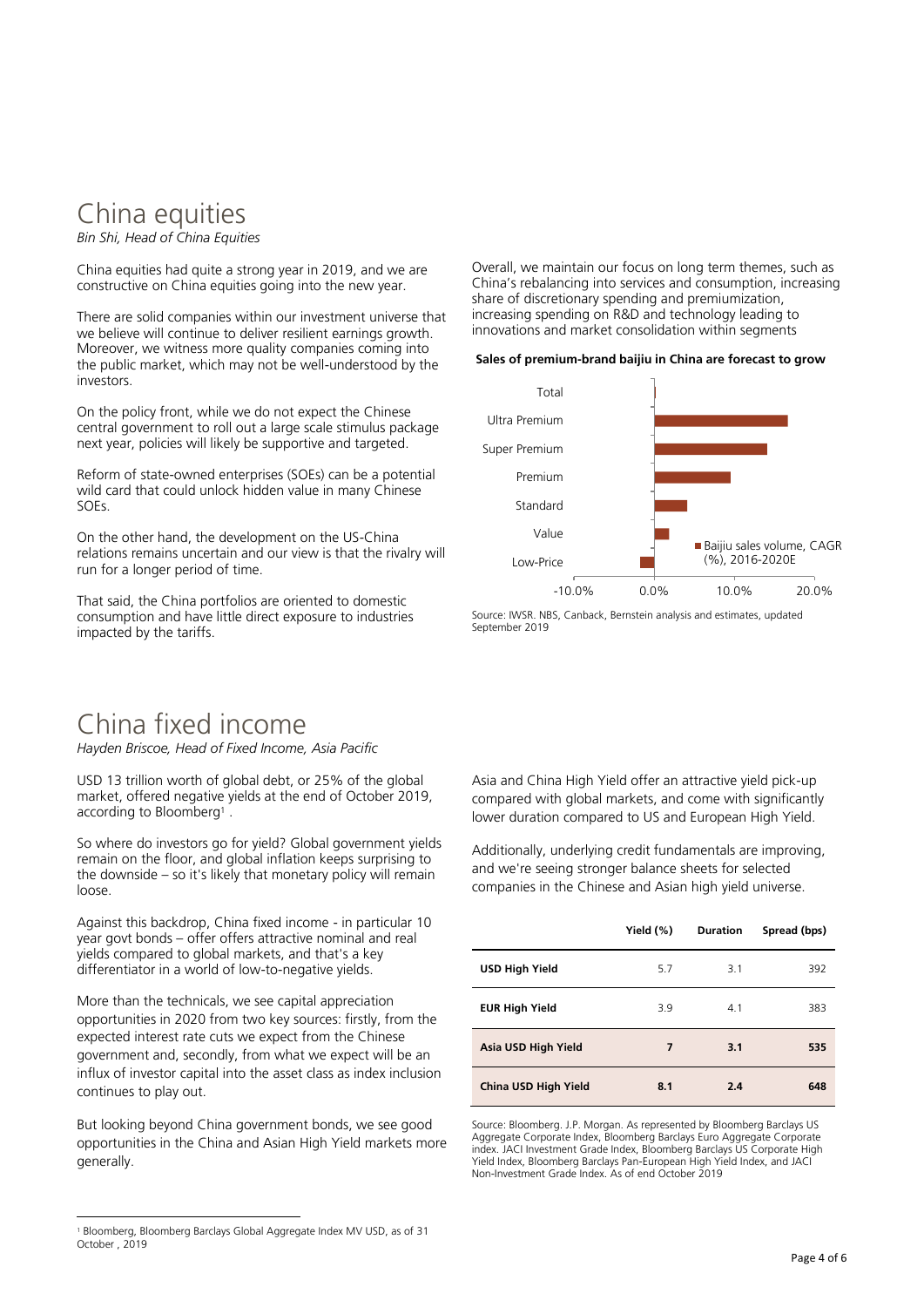# China equities

*Bin Shi, Head of China Equities*

China equities had quite a strong year in 2019, and we are constructive on China equities going into the new year.

There are solid companies within our investment universe that we believe will continue to deliver resilient earnings growth. Moreover, we witness more quality companies coming into the public market, which may not be well-understood by the investors.

On the policy front, while we do not expect the Chinese central government to roll out a large scale stimulus package next year, policies will likely be supportive and targeted.

Reform of state-owned enterprises (SOEs) can be a potential wild card that could unlock hidden value in many Chinese SOEs.

On the other hand, the development on the US-China relations remains uncertain and our view is that the rivalry will run for a longer period of time.

That said, the China portfolios are oriented to domestic consumption and have little direct exposure to industries impacted by the tariffs.

Overall, we maintain our focus on long term themes, such as China's rebalancing into services and consumption, increasing share of discretionary spending and premiumization, increasing spending on R&D and technology leading to innovations and market consolidation within segments

**Sales of premium-brand baijiu in China are forecast to grow**

Source: IWSR. NBS, Canback, Bernstein analysis and estimates, updated September 2019

# China fixed income

*Hayden Briscoe, Head of Fixed Income, Asia Pacific*

USD 13 trillion worth of global debt, or 25% of the global market, offered negative yields at the end of October 2019, according to Bloomberg[1] .

So where do investors go for yield? Global government yields remain on the floor, and global inflation keeps surprising to the downside – so it's likely that monetary policy will remain loose.

Against this backdrop, China fixed income - in particular 10 year govt bonds – offer offers attractive nominal and real yields compared to global markets, and that's a key differentiator in a world of low-to-negative yields.

More than the technicals, we see capital appreciation opportunities in 2020 from two key sources: firstly, from the expected interest rate cuts we expect from the Chinese government and, secondly, from what we expect will be an influx of investor capital into the asset class as index inclusion continues to play out.

But looking beyond China government bonds, we see good opportunities in the China and Asian High Yield markets more generally.

Asia and China High Yield offer an attractive yield pick-up compared with global markets, and come with significantly lower duration compared to US and European High Yield.

Additionally, underlying credit fundamentals are improving, and we're seeing stronger balance sheets for selected companies in the Chinese and Asian high yield universe.

| | Yield (%) | Duration | Spread (bps) |
|---|---|---|---|
| **USD High Yield** | 5.7 | 3.1 | 392 |
| **EUR High Yield** | 3.9 | 4.1 | 383 |
| **Asia USD High Yield** | **7** | **3.1** | **535** |
| **China USD High Yield** | **8.1** | **2.4** | **648** |

Source: Bloomberg. J.P. Morgan. As represented by Bloomberg Barclays US Aggregate Corporate Index, Bloomberg Barclays Euro Aggregate Corporate index. JACI Investment Grade Index, Bloomberg Barclays US Corporate High Yield Index, Bloomberg Barclays Pan-European High Yield Index, and JACI Non-Investment Grade Index. As of end October 2019

[1] Bloomberg, Bloomberg Barclays Global Aggregate Index MV USD, as of 31 October , 2019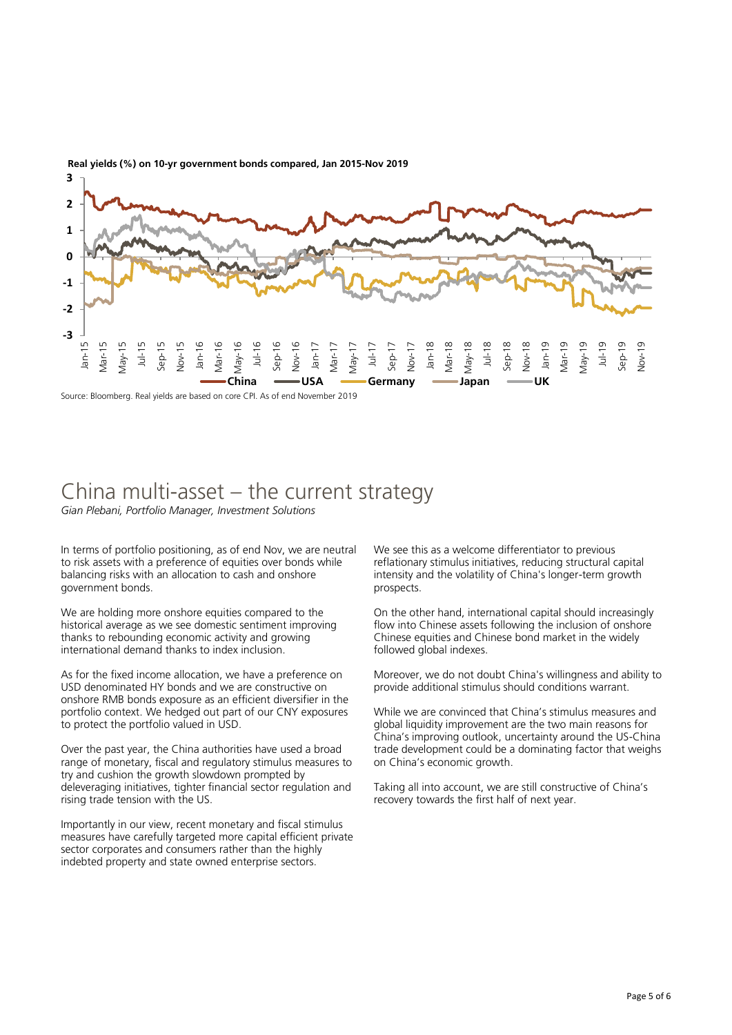**Real yields (%) on 10-yr government bonds compared, Jan 2015-Nov 2019**

Source: Bloomberg. Real yields are based on core CPI. As of end November 2019

# China multi-asset – the current strategy

*Gian Plebani, Portfolio Manager, Investment Solutions*

In terms of portfolio positioning, as of end Nov, we are neutral to risk assets with a preference of equities over bonds while balancing risks with an allocation to cash and onshore government bonds.

We are holding more onshore equities compared to the historical average as we see domestic sentiment improving thanks to rebounding economic activity and growing international demand thanks to index inclusion.

As for the fixed income allocation, we have a preference on USD denominated HY bonds and we are constructive on onshore RMB bonds exposure as an efficient diversifier in the portfolio context. We hedged out part of our CNY exposures to protect the portfolio valued in USD.

Over the past year, the China authorities have used a broad range of monetary, fiscal and regulatory stimulus measures to try and cushion the growth slowdown prompted by deleveraging initiatives, tighter financial sector regulation and rising trade tension with the US.

Importantly in our view, recent monetary and fiscal stimulus measures have carefully targeted more capital efficient private sector corporates and consumers rather than the highly indebted property and state owned enterprise sectors.

We see this as a welcome differentiator to previous reflationary stimulus initiatives, reducing structural capital intensity and the volatility of China's longer-term growth prospects.

On the other hand, international capital should increasingly flow into Chinese assets following the inclusion of onshore Chinese equities and Chinese bond market in the widely followed global indexes.

Moreover, we do not doubt China's willingness and ability to provide additional stimulus should conditions warrant.

While we are convinced that China's stimulus measures and global liquidity improvement are the two main reasons for China's improving outlook, uncertainty around the US-China trade development could be a dominating factor that weighs on China's economic growth.

Taking all into account, we are still constructive of China's recovery towards the first half of next year.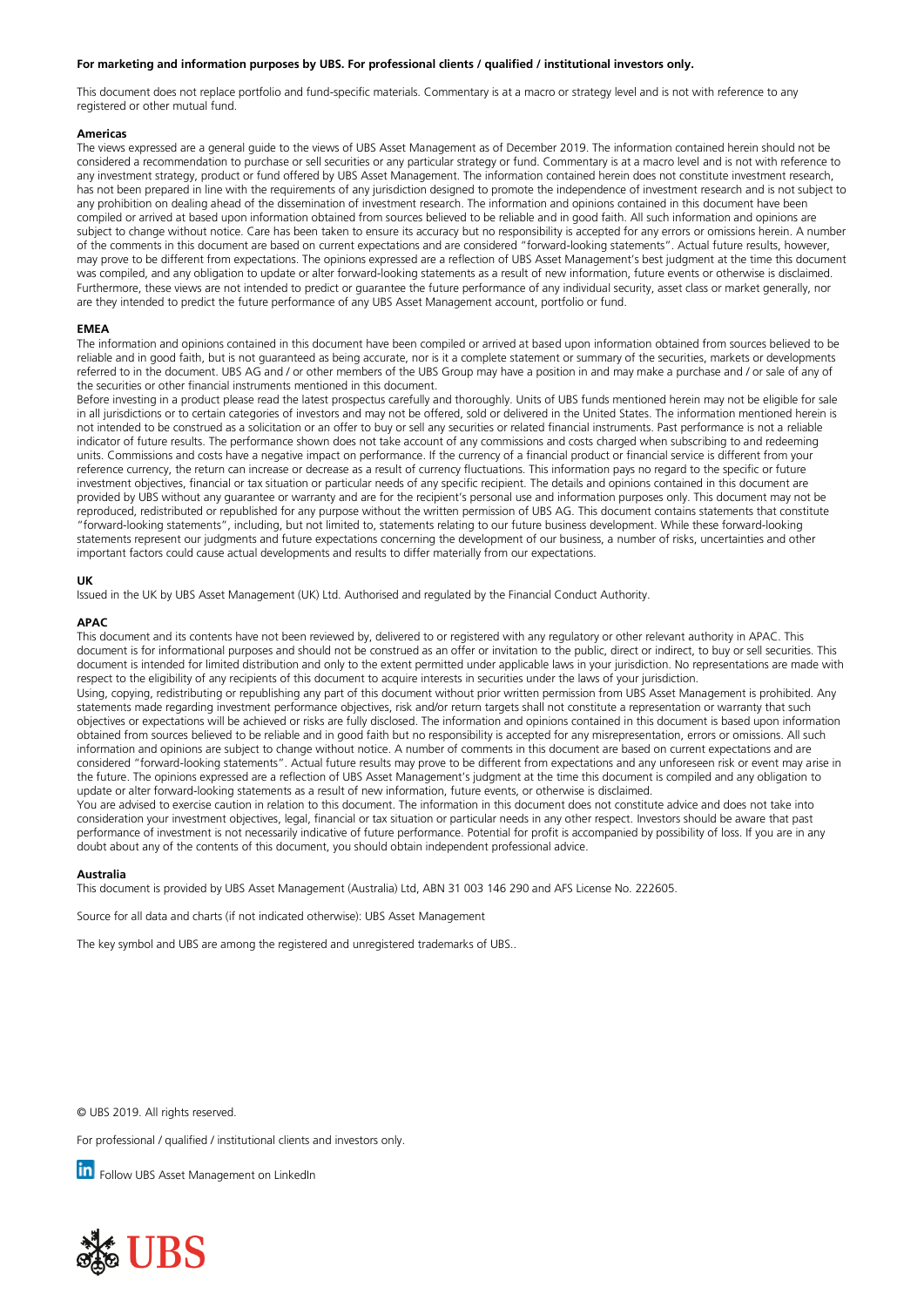**For marketing and information purposes by UBS. For professional clients / qualified / institutional investors only.**

This document does not replace portfolio and fund-specific materials. Commentary is at a macro or strategy level and is not with reference to any registered or other mutual fund.

**Americas**

The views expressed are a general guide to the views of UBS Asset Management as of December 2019. The information contained herein should not be considered a recommendation to purchase or sell securities or any particular strategy or fund. Commentary is at a macro level and is not with reference to any investment strategy, product or fund offered by UBS Asset Management. The information contained herein does not constitute investment research, has not been prepared in line with the requirements of any jurisdiction designed to promote the independence of investment research and is not subject to any prohibition on dealing ahead of the dissemination of investment research. The information and opinions contained in this document have been compiled or arrived at based upon information obtained from sources believed to be reliable and in good faith. All such information and opinions are subject to change without notice. Care has been taken to ensure its accuracy but no responsibility is accepted for any errors or omissions herein. A number of the comments in this document are based on current expectations and are considered "forward-looking statements". Actual future results, however, may prove to be different from expectations. The opinions expressed are a reflection of UBS Asset Management's best judgment at the time this document was compiled, and any obligation to update or alter forward-looking statements as a result of new information, future events or otherwise is disclaimed. Furthermore, these views are not intended to predict or guarantee the future performance of any individual security, asset class or market generally, nor are they intended to predict the future performance of any UBS Asset Management account, portfolio or fund.

**EMEA**

The information and opinions contained in this document have been compiled or arrived at based upon information obtained from sources believed to be reliable and in good faith, but is not guaranteed as being accurate, nor is it a complete statement or summary of the securities, markets or developments referred to in the document. UBS AG and / or other members of the UBS Group may have a position in and may make a purchase and / or sale of any of the securities or other financial instruments mentioned in this document.

Before investing in a product please read the latest prospectus carefully and thoroughly. Units of UBS funds mentioned herein may not be eligible for sale in all jurisdictions or to certain categories of investors and may not be offered, sold or delivered in the United States. The information mentioned herein is not intended to be construed as a solicitation or an offer to buy or sell any securities or related financial instruments. Past performance is not a reliable indicator of future results. The performance shown does not take account of any commissions and costs charged when subscribing to and redeeming units. Commissions and costs have a negative impact on performance. If the currency of a financial product or financial service is different from your reference currency, the return can increase or decrease as a result of currency fluctuations. This information pays no regard to the specific or future investment objectives, financial or tax situation or particular needs of any specific recipient. The details and opinions contained in this document are provided by UBS without any guarantee or warranty and are for the recipient's personal use and information purposes only. This document may not be reproduced, redistributed or republished for any purpose without the written permission of UBS AG. This document contains statements that constitute "forward-looking statements", including, but not limited to, statements relating to our future business development. While these forward-looking statements represent our judgments and future expectations concerning the development of our business, a number of risks, uncertainties and other important factors could cause actual developments and results to differ materially from our expectations.

**UK**

Issued in the UK by UBS Asset Management (UK) Ltd. Authorised and regulated by the Financial Conduct Authority.

**APAC**

This document and its contents have not been reviewed by, delivered to or registered with any regulatory or other relevant authority in APAC. This document is for informational purposes and should not be construed as an offer or invitation to the public, direct or indirect, to buy or sell securities. This document is intended for limited distribution and only to the extent permitted under applicable laws in your jurisdiction. No representations are made with respect to the eligibility of any recipients of this document to acquire interests in securities under the laws of your jurisdiction.

Using, copying, redistributing or republishing any part of this document without prior written permission from UBS Asset Management is prohibited. Any statements made regarding investment performance objectives, risk and/or return targets shall not constitute a representation or warranty that such objectives or expectations will be achieved or risks are fully disclosed. The information and opinions contained in this document is based upon information obtained from sources believed to be reliable and in good faith but no responsibility is accepted for any misrepresentation, errors or omissions. All such information and opinions are subject to change without notice. A number of comments in this document are based on current expectations and are considered "forward-looking statements". Actual future results may prove to be different from expectations and any unforeseen risk or event may arise in the future. The opinions expressed are a reflection of UBS Asset Management's judgment at the time this document is compiled and any obligation to update or alter forward-looking statements as a result of new information, future events, or otherwise is disclaimed.

You are advised to exercise caution in relation to this document. The information in this document does not constitute advice and does not take into consideration your investment objectives, legal, financial or tax situation or particular needs in any other respect. Investors should be aware that past performance of investment is not necessarily indicative of future performance. Potential for profit is accompanied by possibility of loss. If you are in any doubt about any of the contents of this document, you should obtain independent professional advice.

**Australia**

This document is provided by UBS Asset Management (Australia) Ltd, ABN 31 003 146 290 and AFS License No. 222605.

Source for all data and charts (if not indicated otherwise): UBS Asset Management

The key symbol and UBS are among the registered and unregistered trademarks of UBS..

© UBS 2019. All rights reserved.

For professional / qualified / institutional clients and investors only.

Follow UBS Asset Management on LinkedIn

UBS